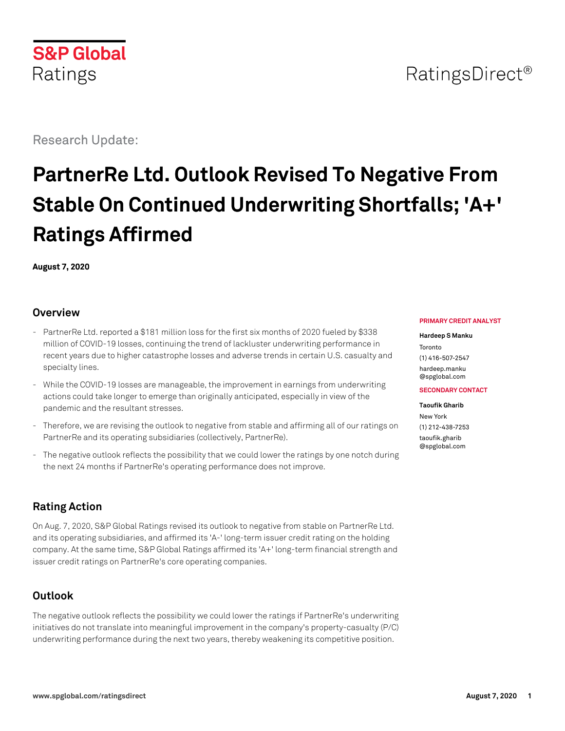S&P Global
Ratings

RatingsDirect®

Research Update:

# PartnerRe Ltd. Outlook Revised To Negative From Stable On Continued Underwriting Shortfalls; 'A+' Ratings Affirmed

**August 7, 2020**

**PRIMARY CREDIT ANALYST**

**Hardeep S Manku**
Toronto
(1) 416-507-2547
hardeep.manku@spglobal.com

**SECONDARY CONTACT**

**Taoufik Gharib**
New York
(1) 212-438-7253
taoufik.gharib@spglobal.com

## Overview

- PartnerRe Ltd. reported a $181 million loss for the first six months of 2020 fueled by $338 million of COVID-19 losses, continuing the trend of lackluster underwriting performance in recent years due to higher catastrophe losses and adverse trends in certain U.S. casualty and specialty lines.
- While the COVID-19 losses are manageable, the improvement in earnings from underwriting actions could take longer to emerge than originally anticipated, especially in view of the pandemic and the resultant stresses.
- Therefore, we are revising the outlook to negative from stable and affirming all of our ratings on PartnerRe and its operating subsidiaries (collectively, PartnerRe).
- The negative outlook reflects the possibility that we could lower the ratings by one notch during the next 24 months if PartnerRe's operating performance does not improve.

## Rating Action

On Aug. 7, 2020, S&P Global Ratings revised its outlook to negative from stable on PartnerRe Ltd. and its operating subsidiaries, and affirmed its 'A-' long-term issuer credit rating on the holding company. At the same time, S&P Global Ratings affirmed its 'A+' long-term financial strength and issuer credit ratings on PartnerRe's core operating companies.

## Outlook

The negative outlook reflects the possibility we could lower the ratings if PartnerRe's underwriting initiatives do not translate into meaningful improvement in the company's property-casualty (P/C) underwriting performance during the next two years, thereby weakening its competitive position.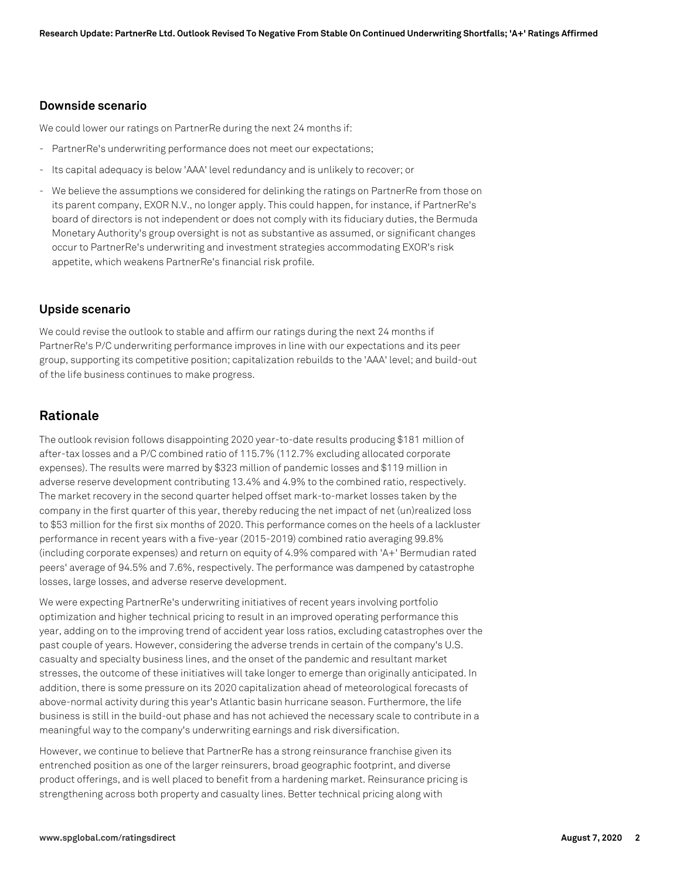### Downside scenario

We could lower our ratings on PartnerRe during the next 24 months if:

- PartnerRe's underwriting performance does not meet our expectations;
- Its capital adequacy is below 'AAA' level redundancy and is unlikely to recover; or
- We believe the assumptions we considered for delinking the ratings on PartnerRe from those on its parent company, EXOR N.V., no longer apply. This could happen, for instance, if PartnerRe's board of directors is not independent or does not comply with its fiduciary duties, the Bermuda Monetary Authority's group oversight is not as substantive as assumed, or significant changes occur to PartnerRe's underwriting and investment strategies accommodating EXOR's risk appetite, which weakens PartnerRe's financial risk profile.

### Upside scenario

We could revise the outlook to stable and affirm our ratings during the next 24 months if PartnerRe's P/C underwriting performance improves in line with our expectations and its peer group, supporting its competitive position; capitalization rebuilds to the 'AAA' level; and build-out of the life business continues to make progress.

## Rationale

The outlook revision follows disappointing 2020 year-to-date results producing $181 million of after-tax losses and a P/C combined ratio of 115.7% (112.7% excluding allocated corporate expenses). The results were marred by $323 million of pandemic losses and $119 million in adverse reserve development contributing 13.4% and 4.9% to the combined ratio, respectively. The market recovery in the second quarter helped offset mark-to-market losses taken by the company in the first quarter of this year, thereby reducing the net impact of net (un)realized loss to $53 million for the first six months of 2020. This performance comes on the heels of a lackluster performance in recent years with a five-year (2015-2019) combined ratio averaging 99.8% (including corporate expenses) and return on equity of 4.9% compared with 'A+' Bermudian rated peers' average of 94.5% and 7.6%, respectively. The performance was dampened by catastrophe losses, large losses, and adverse reserve development.

We were expecting PartnerRe's underwriting initiatives of recent years involving portfolio optimization and higher technical pricing to result in an improved operating performance this year, adding on to the improving trend of accident year loss ratios, excluding catastrophes over the past couple of years. However, considering the adverse trends in certain of the company's U.S. casualty and specialty business lines, and the onset of the pandemic and resultant market stresses, the outcome of these initiatives will take longer to emerge than originally anticipated. In addition, there is some pressure on its 2020 capitalization ahead of meteorological forecasts of above-normal activity during this year's Atlantic basin hurricane season. Furthermore, the life business is still in the build-out phase and has not achieved the necessary scale to contribute in a meaningful way to the company's underwriting earnings and risk diversification.

However, we continue to believe that PartnerRe has a strong reinsurance franchise given its entrenched position as one of the larger reinsurers, broad geographic footprint, and diverse product offerings, and is well placed to benefit from a hardening market. Reinsurance pricing is strengthening across both property and casualty lines. Better technical pricing along with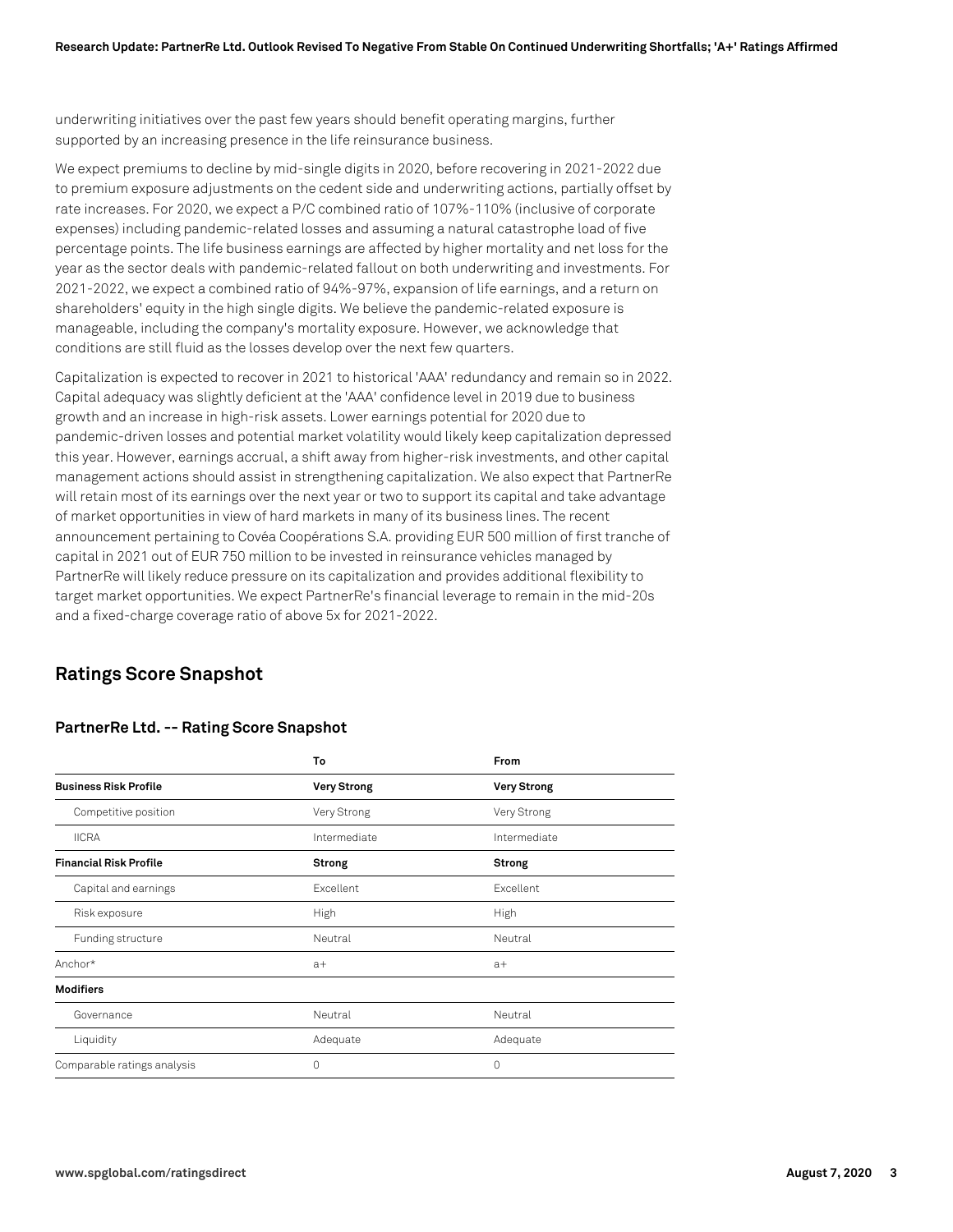underwriting initiatives over the past few years should benefit operating margins, further supported by an increasing presence in the life reinsurance business.

We expect premiums to decline by mid-single digits in 2020, before recovering in 2021-2022 due to premium exposure adjustments on the cedent side and underwriting actions, partially offset by rate increases. For 2020, we expect a P/C combined ratio of 107%-110% (inclusive of corporate expenses) including pandemic-related losses and assuming a natural catastrophe load of five percentage points. The life business earnings are affected by higher mortality and net loss for the year as the sector deals with pandemic-related fallout on both underwriting and investments. For 2021-2022, we expect a combined ratio of 94%-97%, expansion of life earnings, and a return on shareholders' equity in the high single digits. We believe the pandemic-related exposure is manageable, including the company's mortality exposure. However, we acknowledge that conditions are still fluid as the losses develop over the next few quarters.

Capitalization is expected to recover in 2021 to historical 'AAA' redundancy and remain so in 2022. Capital adequacy was slightly deficient at the 'AAA' confidence level in 2019 due to business growth and an increase in high-risk assets. Lower earnings potential for 2020 due to pandemic-driven losses and potential market volatility would likely keep capitalization depressed this year. However, earnings accrual, a shift away from higher-risk investments, and other capital management actions should assist in strengthening capitalization. We also expect that PartnerRe will retain most of its earnings over the next year or two to support its capital and take advantage of market opportunities in view of hard markets in many of its business lines. The recent announcement pertaining to Covéa Coopérations S.A. providing EUR 500 million of first tranche of capital in 2021 out of EUR 750 million to be invested in reinsurance vehicles managed by PartnerRe will likely reduce pressure on its capitalization and provides additional flexibility to target market opportunities. We expect PartnerRe's financial leverage to remain in the mid-20s and a fixed-charge coverage ratio of above 5x for 2021-2022.

## Ratings Score Snapshot

### PartnerRe Ltd. -- Rating Score Snapshot

| | To | From |
|---|---|---|
| **Business Risk Profile** | **Very Strong** | **Very Strong** |
| Competitive position | Very Strong | Very Strong |
| IICRA | Intermediate | Intermediate |
| **Financial Risk Profile** | **Strong** | **Strong** |
| Capital and earnings | Excellent | Excellent |
| Risk exposure | High | High |
| Funding structure | Neutral | Neutral |
| Anchor* | a+ | a+ |
| **Modifiers** | | |
| Governance | Neutral | Neutral |
| Liquidity | Adequate | Adequate |
| Comparable ratings analysis | 0 | 0 |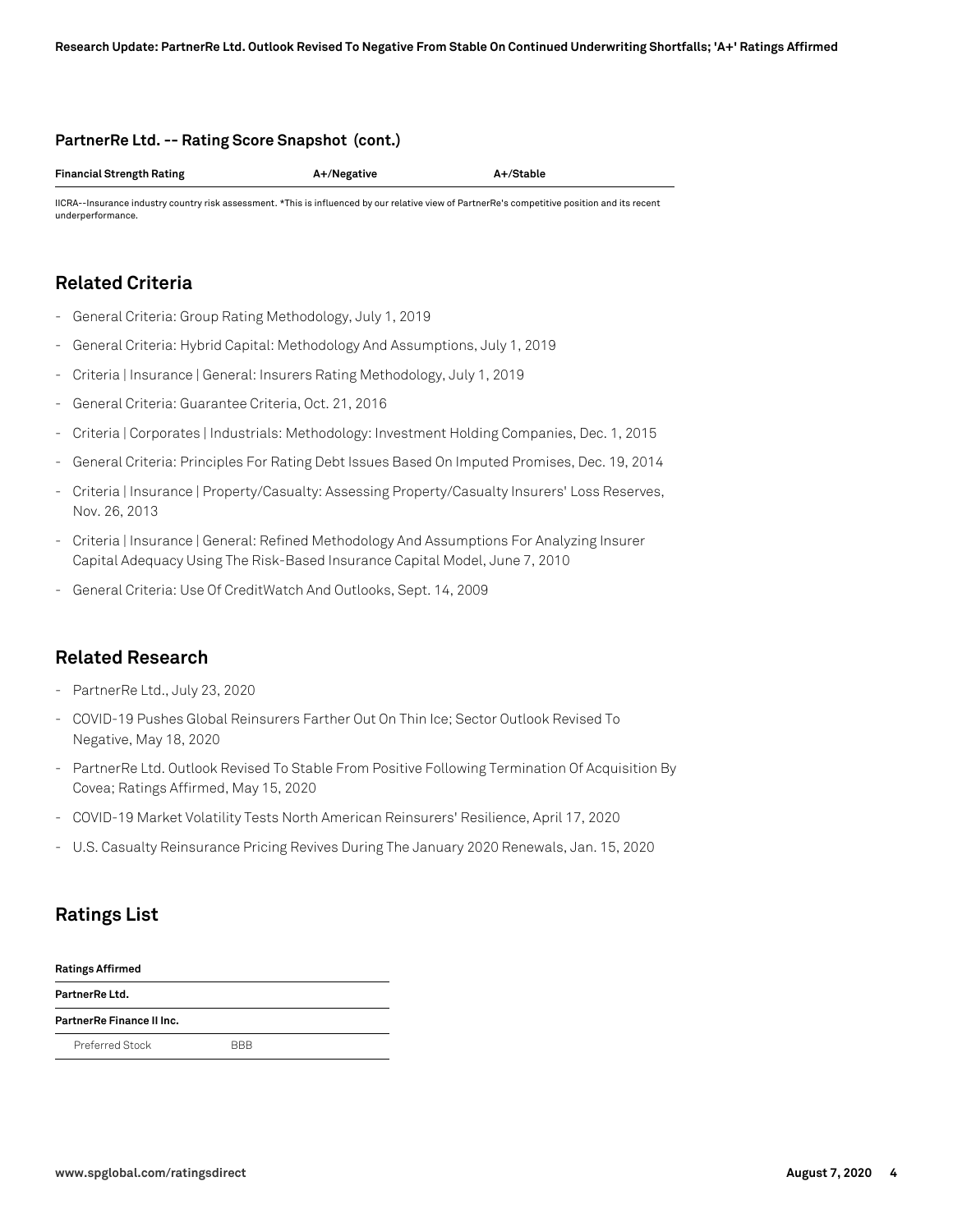**PartnerRe Ltd. -- Rating Score Snapshot (cont.)**

| Financial Strength Rating | A+/Negative | A+/Stable |
| --- | --- | --- |

IICRA--Insurance industry country risk assessment. *This is influenced by our relative view of PartnerRe's competitive position and its recent underperformance.

## Related Criteria

- General Criteria: Group Rating Methodology, July 1, 2019
- General Criteria: Hybrid Capital: Methodology And Assumptions, July 1, 2019
- Criteria | Insurance | General: Insurers Rating Methodology, July 1, 2019
- General Criteria: Guarantee Criteria, Oct. 21, 2016
- Criteria | Corporates | Industrials: Methodology: Investment Holding Companies, Dec. 1, 2015
- General Criteria: Principles For Rating Debt Issues Based On Imputed Promises, Dec. 19, 2014
- Criteria | Insurance | Property/Casualty: Assessing Property/Casualty Insurers' Loss Reserves, Nov. 26, 2013
- Criteria | Insurance | General: Refined Methodology And Assumptions For Analyzing Insurer Capital Adequacy Using The Risk-Based Insurance Capital Model, June 7, 2010
- General Criteria: Use Of CreditWatch And Outlooks, Sept. 14, 2009

## Related Research

- PartnerRe Ltd., July 23, 2020
- COVID-19 Pushes Global Reinsurers Farther Out On Thin Ice; Sector Outlook Revised To Negative, May 18, 2020
- PartnerRe Ltd. Outlook Revised To Stable From Positive Following Termination Of Acquisition By Covea; Ratings Affirmed, May 15, 2020
- COVID-19 Market Volatility Tests North American Reinsurers' Resilience, April 17, 2020
- U.S. Casualty Reinsurance Pricing Revives During The January 2020 Renewals, Jan. 15, 2020

## Ratings List

| **Ratings Affirmed** | |
| --- | --- |
| **PartnerRe Ltd.** | |
| **PartnerRe Finance II Inc.** | |
| Preferred Stock | BBB |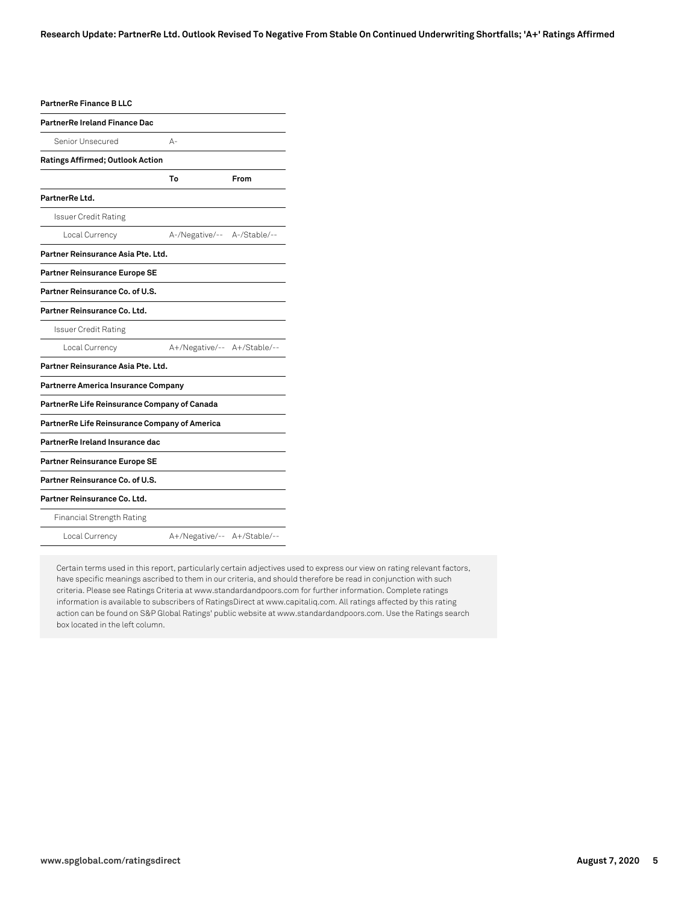| | | |
|---|---|---|
| **PartnerRe Finance B LLC** | | |
| **PartnerRe Ireland Finance Dac** | | |
| Senior Unsecured | A- | |
| **Ratings Affirmed; Outlook Action** | | |
| | **To** | **From** |
| **PartnerRe Ltd.** | | |
| Issuer Credit Rating | | |
| Local Currency | A-/Negative/-- | A-/Stable/-- |
| **Partner Reinsurance Asia Pte. Ltd.** | | |
| **Partner Reinsurance Europe SE** | | |
| **Partner Reinsurance Co. of U.S.** | | |
| **Partner Reinsurance Co. Ltd.** | | |
| Issuer Credit Rating | | |
| Local Currency | A+/Negative/-- | A+/Stable/-- |
| **Partner Reinsurance Asia Pte. Ltd.** | | |
| **Partnerre America Insurance Company** | | |
| **PartnerRe Life Reinsurance Company of Canada** | | |
| **PartnerRe Life Reinsurance Company of America** | | |
| **PartnerRe Ireland Insurance dac** | | |
| **Partner Reinsurance Europe SE** | | |
| **Partner Reinsurance Co. of U.S.** | | |
| **Partner Reinsurance Co. Ltd.** | | |
| Financial Strength Rating | | |
| Local Currency | A+/Negative/-- | A+/Stable/-- |

Certain terms used in this report, particularly certain adjectives used to express our view on rating relevant factors, have specific meanings ascribed to them in our criteria, and should therefore be read in conjunction with such criteria. Please see Ratings Criteria at www.standardandpoors.com for further information. Complete ratings information is available to subscribers of RatingsDirect at www.capitaliq.com. All ratings affected by this rating action can be found on S&P Global Ratings' public website at www.standardandpoors.com. Use the Ratings search box located in the left column.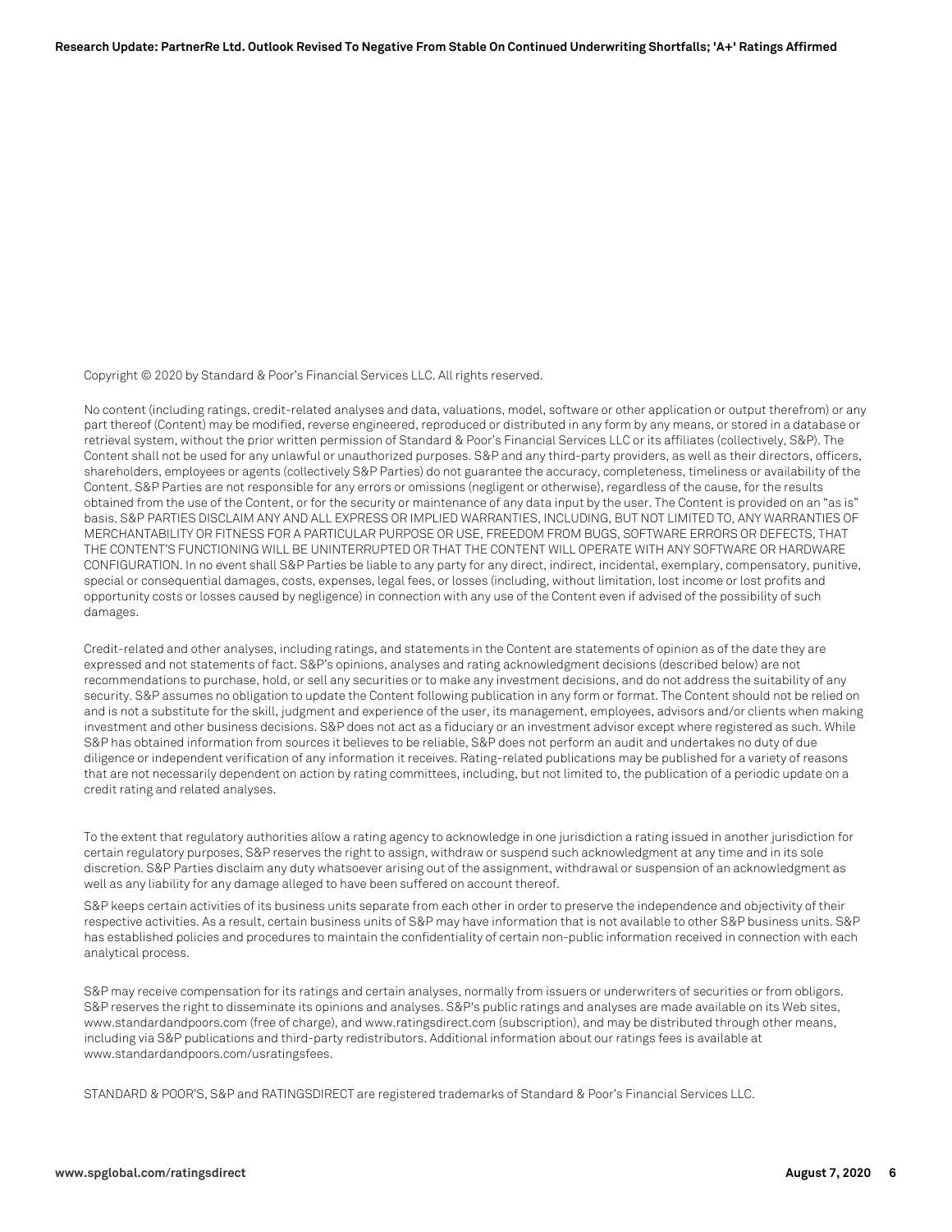Copyright © 2020 by Standard & Poor's Financial Services LLC. All rights reserved.

No content (including ratings, credit-related analyses and data, valuations, model, software or other application or output therefrom) or any part thereof (Content) may be modified, reverse engineered, reproduced or distributed in any form by any means, or stored in a database or retrieval system, without the prior written permission of Standard & Poor's Financial Services LLC or its affiliates (collectively, S&P). The Content shall not be used for any unlawful or unauthorized purposes. S&P and any third-party providers, as well as their directors, officers, shareholders, employees or agents (collectively S&P Parties) do not guarantee the accuracy, completeness, timeliness or availability of the Content. S&P Parties are not responsible for any errors or omissions (negligent or otherwise), regardless of the cause, for the results obtained from the use of the Content, or for the security or maintenance of any data input by the user. The Content is provided on an "as is" basis. S&P PARTIES DISCLAIM ANY AND ALL EXPRESS OR IMPLIED WARRANTIES, INCLUDING, BUT NOT LIMITED TO, ANY WARRANTIES OF MERCHANTABILITY OR FITNESS FOR A PARTICULAR PURPOSE OR USE, FREEDOM FROM BUGS, SOFTWARE ERRORS OR DEFECTS, THAT THE CONTENT'S FUNCTIONING WILL BE UNINTERRUPTED OR THAT THE CONTENT WILL OPERATE WITH ANY SOFTWARE OR HARDWARE CONFIGURATION. In no event shall S&P Parties be liable to any party for any direct, indirect, incidental, exemplary, compensatory, punitive, special or consequential damages, costs, expenses, legal fees, or losses (including, without limitation, lost income or lost profits and opportunity costs or losses caused by negligence) in connection with any use of the Content even if advised of the possibility of such damages.

Credit-related and other analyses, including ratings, and statements in the Content are statements of opinion as of the date they are expressed and not statements of fact. S&P's opinions, analyses and rating acknowledgment decisions (described below) are not recommendations to purchase, hold, or sell any securities or to make any investment decisions, and do not address the suitability of any security. S&P assumes no obligation to update the Content following publication in any form or format. The Content should not be relied on and is not a substitute for the skill, judgment and experience of the user, its management, employees, advisors and/or clients when making investment and other business decisions. S&P does not act as a fiduciary or an investment advisor except where registered as such. While S&P has obtained information from sources it believes to be reliable, S&P does not perform an audit and undertakes no duty of due diligence or independent verification of any information it receives. Rating-related publications may be published for a variety of reasons that are not necessarily dependent on action by rating committees, including, but not limited to, the publication of a periodic update on a credit rating and related analyses.

To the extent that regulatory authorities allow a rating agency to acknowledge in one jurisdiction a rating issued in another jurisdiction for certain regulatory purposes, S&P reserves the right to assign, withdraw or suspend such acknowledgment at any time and in its sole discretion. S&P Parties disclaim any duty whatsoever arising out of the assignment, withdrawal or suspension of an acknowledgment as well as any liability for any damage alleged to have been suffered on account thereof.

S&P keeps certain activities of its business units separate from each other in order to preserve the independence and objectivity of their respective activities. As a result, certain business units of S&P may have information that is not available to other S&P business units. S&P has established policies and procedures to maintain the confidentiality of certain non-public information received in connection with each analytical process.

S&P may receive compensation for its ratings and certain analyses, normally from issuers or underwriters of securities or from obligors. S&P reserves the right to disseminate its opinions and analyses. S&P's public ratings and analyses are made available on its Web sites, www.standardandpoors.com (free of charge), and www.ratingsdirect.com (subscription), and may be distributed through other means, including via S&P publications and third-party redistributors. Additional information about our ratings fees is available at www.standardandpoors.com/usratingsfees.

STANDARD & POOR'S, S&P and RATINGSDIRECT are registered trademarks of Standard & Poor's Financial Services LLC.